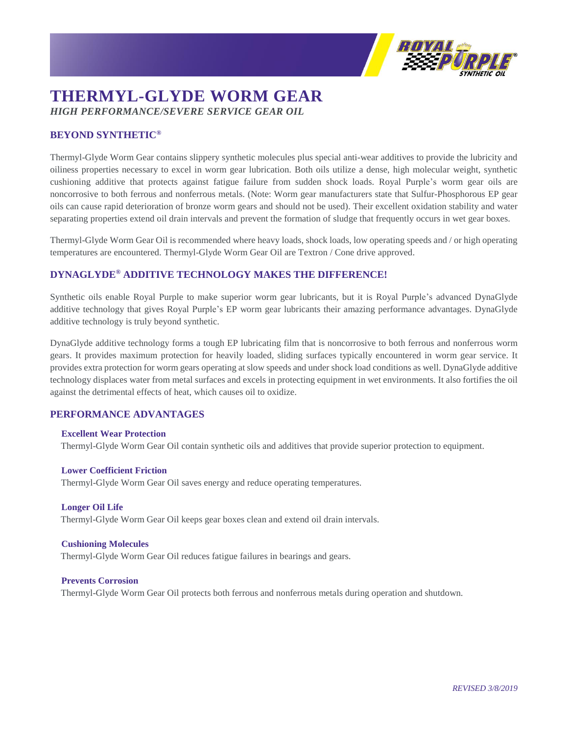# THERMYL-GLYDE WORM GEAR

*HIGH PERFORMANCE/SEVERE SERVICE GEAR OIL*

## BEYOND SYNTHETIC®

Thermyl-Glyde Worm Gear contains slippery synthetic molecules plus special anti-wear additives to provide the lubricity and oiliness properties necessary to excel in worm gear lubrication. Both oils utilize a dense, high molecular weight, synthetic cushioning additive that protects against fatigue failure from sudden shock loads. Royal Purple's worm gear oils are noncorrosive to both ferrous and nonferrous metals. (Note: Worm gear manufacturers state that Sulfur-Phosphorous EP gear oils can cause rapid deterioration of bronze worm gears and should not be used). Their excellent oxidation stability and water separating properties extend oil drain intervals and prevent the formation of sludge that frequently occurs in wet gear boxes.

Thermyl-Glyde Worm Gear Oil is recommended where heavy loads, shock loads, low operating speeds and / or high operating temperatures are encountered. Thermyl-Glyde Worm Gear Oil are Textron / Cone drive approved.

## DYNAGLYDE® ADDITIVE TECHNOLOGY MAKES THE DIFFERENCE!

Synthetic oils enable Royal Purple to make superior worm gear lubricants, but it is Royal Purple's advanced DynaGlyde additive technology that gives Royal Purple's EP worm gear lubricants their amazing performance advantages. DynaGlyde additive technology is truly beyond synthetic.

DynaGlyde additive technology forms a tough EP lubricating film that is noncorrosive to both ferrous and nonferrous worm gears. It provides maximum protection for heavily loaded, sliding surfaces typically encountered in worm gear service. It provides extra protection for worm gears operating at slow speeds and under shock load conditions as well. DynaGlyde additive technology displaces water from metal surfaces and excels in protecting equipment in wet environments. It also fortifies the oil against the detrimental effects of heat, which causes oil to oxidize.

## PERFORMANCE ADVANTAGES

### Excellent Wear Protection

Thermyl-Glyde Worm Gear Oil contain synthetic oils and additives that provide superior protection to equipment.

### Lower Coefficient Friction

Thermyl-Glyde Worm Gear Oil saves energy and reduce operating temperatures.

### Longer Oil Life

Thermyl-Glyde Worm Gear Oil keeps gear boxes clean and extend oil drain intervals.

### Cushioning Molecules

Thermyl-Glyde Worm Gear Oil reduces fatigue failures in bearings and gears.

### Prevents Corrosion

Thermyl-Glyde Worm Gear Oil protects both ferrous and nonferrous metals during operation and shutdown.

*REVISED 3/8/2019*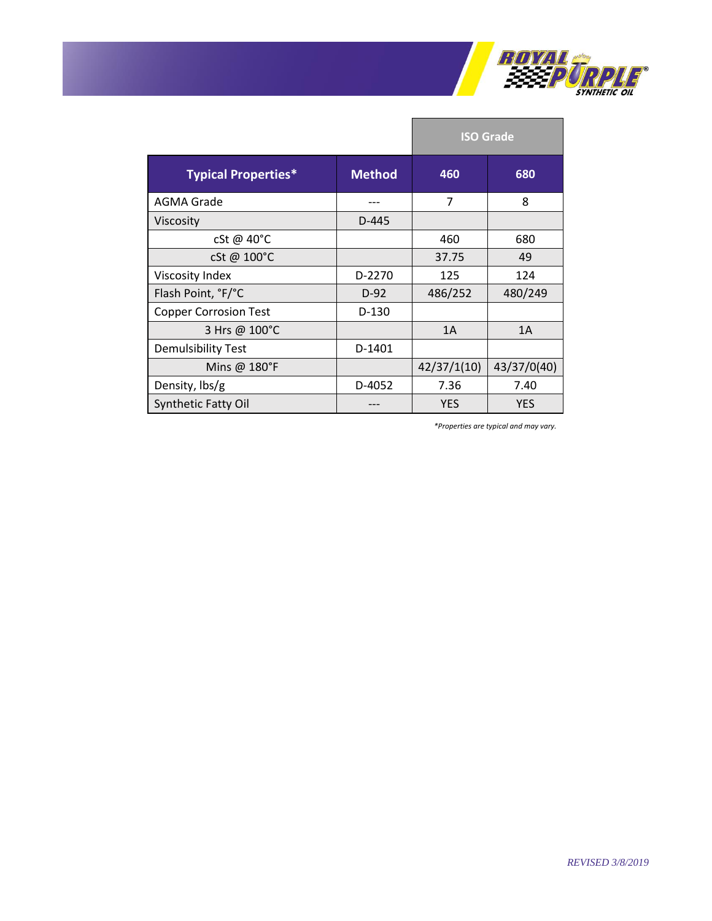| | | ISO Grade | |
|---|---|---|---|
| **Typical Properties*** | **Method** | **460** | **680** |
| AGMA Grade | --- | 7 | 8 |
| Viscosity | D-445 | | |
| cSt @ 40°C | | 460 | 680 |
| cSt @ 100°C | | 37.75 | 49 |
| Viscosity Index | D-2270 | 125 | 124 |
| Flash Point, °F/°C | D-92 | 486/252 | 480/249 |
| Copper Corrosion Test | D-130 | | |
| 3 Hrs @ 100°C | | 1A | 1A |
| Demulsibility Test | D-1401 | | |
| Mins @ 180°F | | 42/37/1(10) | 43/37/0(40) |
| Density, lbs/g | D-4052 | 7.36 | 7.40 |
| Synthetic Fatty Oil | --- | YES | YES |

*\*Properties are typical and may vary.*

*REVISED 3/8/2019*